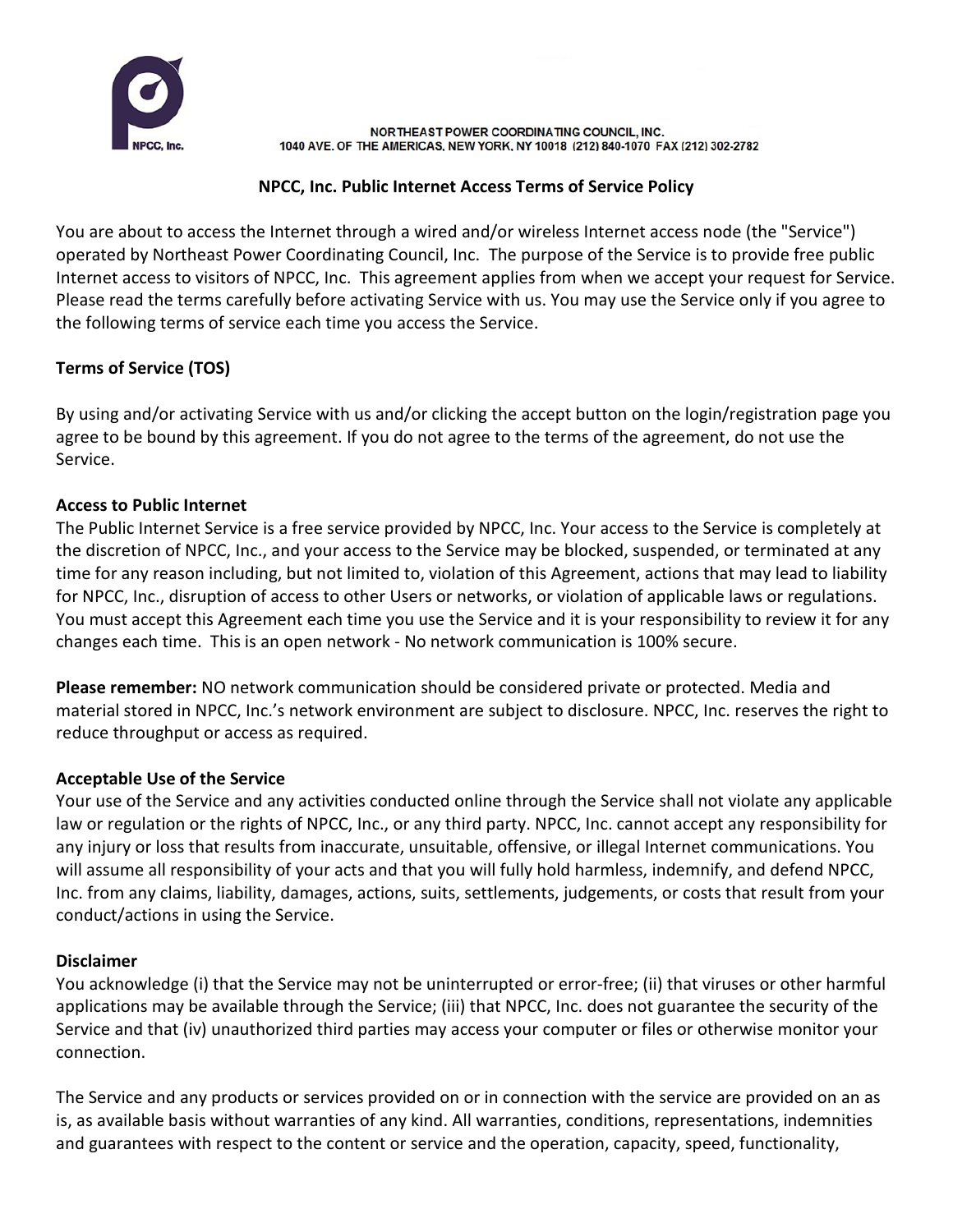NPCC, Inc.

NORTHEAST POWER COORDINATING COUNCIL, INC.
1040 AVE. OF THE AMERICAS, NEW YORK, NY 10018 (212) 840-1070 FAX (212) 302-2782

# NPCC, Inc. Public Internet Access Terms of Service Policy

You are about to access the Internet through a wired and/or wireless Internet access node (the "Service") operated by Northeast Power Coordinating Council, Inc. The purpose of the Service is to provide free public Internet access to visitors of NPCC, Inc. This agreement applies from when we accept your request for Service. Please read the terms carefully before activating Service with us. You may use the Service only if you agree to the following terms of service each time you access the Service.

## Terms of Service (TOS)

By using and/or activating Service with us and/or clicking the accept button on the login/registration page you agree to be bound by this agreement. If you do not agree to the terms of the agreement, do not use the Service.

### Access to Public Internet

The Public Internet Service is a free service provided by NPCC, Inc. Your access to the Service is completely at the discretion of NPCC, Inc., and your access to the Service may be blocked, suspended, or terminated at any time for any reason including, but not limited to, violation of this Agreement, actions that may lead to liability for NPCC, Inc., disruption of access to other Users or networks, or violation of applicable laws or regulations. You must accept this Agreement each time you use the Service and it is your responsibility to review it for any changes each time. This is an open network - No network communication is 100% secure.

**Please remember:** NO network communication should be considered private or protected. Media and material stored in NPCC, Inc.'s network environment are subject to disclosure. NPCC, Inc. reserves the right to reduce throughput or access as required.

### Acceptable Use of the Service

Your use of the Service and any activities conducted online through the Service shall not violate any applicable law or regulation or the rights of NPCC, Inc., or any third party. NPCC, Inc. cannot accept any responsibility for any injury or loss that results from inaccurate, unsuitable, offensive, or illegal Internet communications. You will assume all responsibility of your acts and that you will fully hold harmless, indemnify, and defend NPCC, Inc. from any claims, liability, damages, actions, suits, settlements, judgements, or costs that result from your conduct/actions in using the Service.

### Disclaimer

You acknowledge (i) that the Service may not be uninterrupted or error-free; (ii) that viruses or other harmful applications may be available through the Service; (iii) that NPCC, Inc. does not guarantee the security of the Service and that (iv) unauthorized third parties may access your computer or files or otherwise monitor your connection.

The Service and any products or services provided on or in connection with the service are provided on an as is, as available basis without warranties of any kind. All warranties, conditions, representations, indemnities and guarantees with respect to the content or service and the operation, capacity, speed, functionality,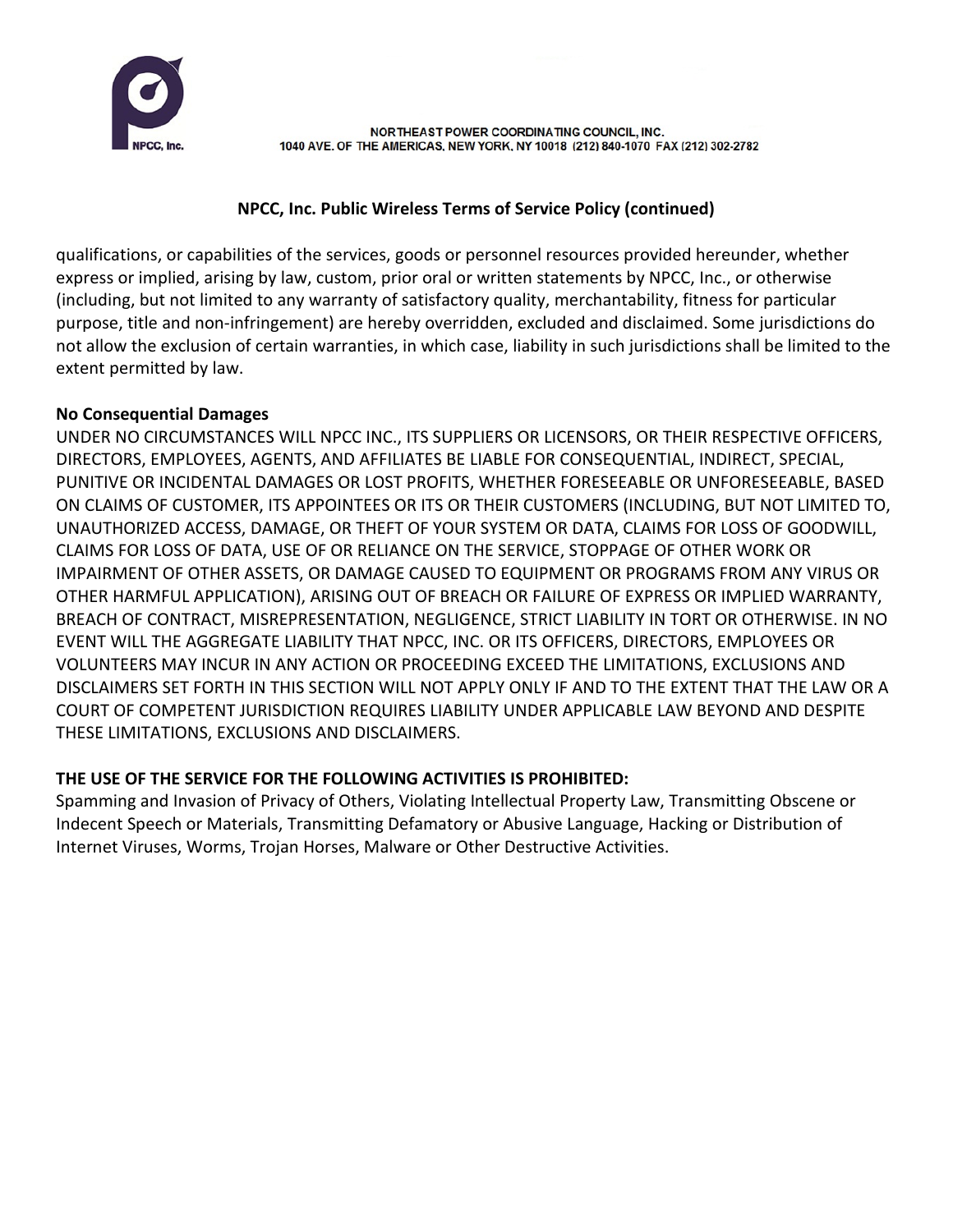## NPCC, Inc. Public Wireless Terms of Service Policy (continued)

qualifications, or capabilities of the services, goods or personnel resources provided hereunder, whether express or implied, arising by law, custom, prior oral or written statements by NPCC, Inc., or otherwise (including, but not limited to any warranty of satisfactory quality, merchantability, fitness for particular purpose, title and non-infringement) are hereby overridden, excluded and disclaimed. Some jurisdictions do not allow the exclusion of certain warranties, in which case, liability in such jurisdictions shall be limited to the extent permitted by law.

**No Consequential Damages**

UNDER NO CIRCUMSTANCES WILL NPCC INC., ITS SUPPLIERS OR LICENSORS, OR THEIR RESPECTIVE OFFICERS, DIRECTORS, EMPLOYEES, AGENTS, AND AFFILIATES BE LIABLE FOR CONSEQUENTIAL, INDIRECT, SPECIAL, PUNITIVE OR INCIDENTAL DAMAGES OR LOST PROFITS, WHETHER FORESEEABLE OR UNFORESEEABLE, BASED ON CLAIMS OF CUSTOMER, ITS APPOINTEES OR ITS OR THEIR CUSTOMERS (INCLUDING, BUT NOT LIMITED TO, UNAUTHORIZED ACCESS, DAMAGE, OR THEFT OF YOUR SYSTEM OR DATA, CLAIMS FOR LOSS OF GOODWILL, CLAIMS FOR LOSS OF DATA, USE OF OR RELIANCE ON THE SERVICE, STOPPAGE OF OTHER WORK OR IMPAIRMENT OF OTHER ASSETS, OR DAMAGE CAUSED TO EQUIPMENT OR PROGRAMS FROM ANY VIRUS OR OTHER HARMFUL APPLICATION), ARISING OUT OF BREACH OR FAILURE OF EXPRESS OR IMPLIED WARRANTY, BREACH OF CONTRACT, MISREPRESENTATION, NEGLIGENCE, STRICT LIABILITY IN TORT OR OTHERWISE. IN NO EVENT WILL THE AGGREGATE LIABILITY THAT NPCC, INC. OR ITS OFFICERS, DIRECTORS, EMPLOYEES OR VOLUNTEERS MAY INCUR IN ANY ACTION OR PROCEEDING EXCEED THE LIMITATIONS, EXCLUSIONS AND DISCLAIMERS SET FORTH IN THIS SECTION WILL NOT APPLY ONLY IF AND TO THE EXTENT THAT THE LAW OR A COURT OF COMPETENT JURISDICTION REQUIRES LIABILITY UNDER APPLICABLE LAW BEYOND AND DESPITE THESE LIMITATIONS, EXCLUSIONS AND DISCLAIMERS.

**THE USE OF THE SERVICE FOR THE FOLLOWING ACTIVITIES IS PROHIBITED:**

Spamming and Invasion of Privacy of Others, Violating Intellectual Property Law, Transmitting Obscene or Indecent Speech or Materials, Transmitting Defamatory or Abusive Language, Hacking or Distribution of Internet Viruses, Worms, Trojan Horses, Malware or Other Destructive Activities.